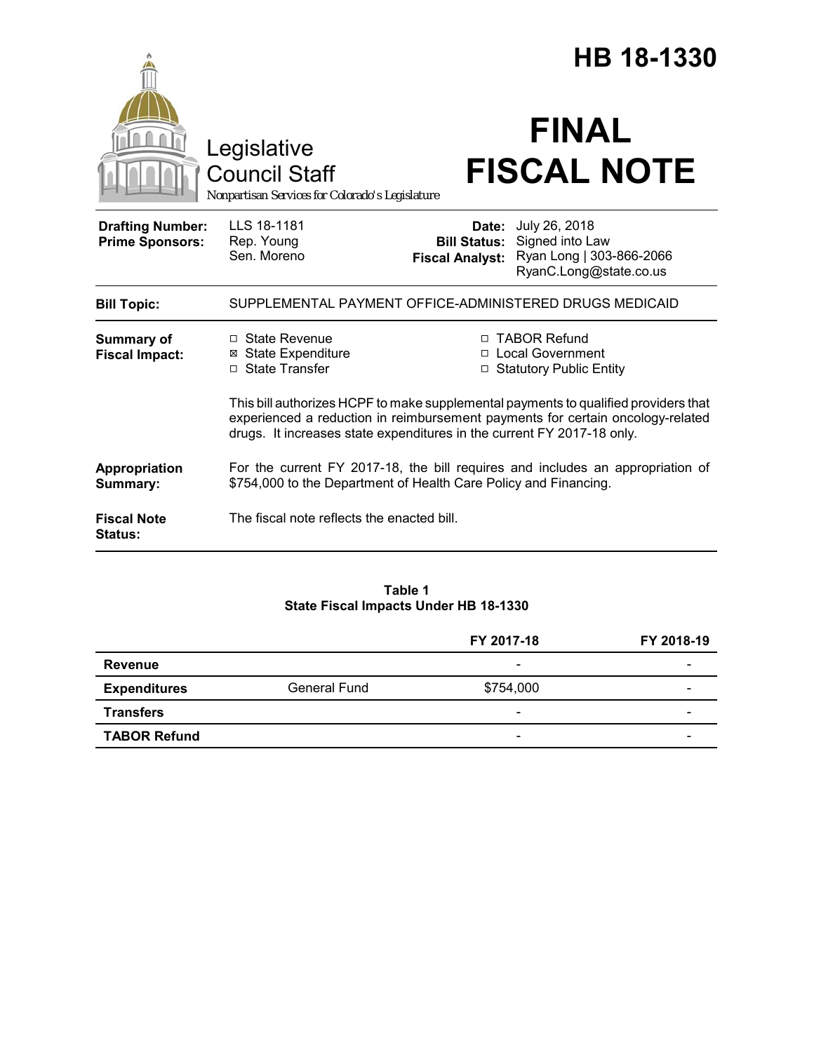# HB 18-1330

Legislative Council Staff

*Nonpartisan Services for Colorado's Legislature*

# FINAL FISCAL NOTE

| | | | |
|---|---|---|---|
| **Drafting Number:** | LLS 18-1181 | **Date:** | July 26, 2018 |
| **Prime Sponsors:** | Rep. Young | **Bill Status:** | Signed into Law |
| | Sen. Moreno | **Fiscal Analyst:** | Ryan Long \| 303-866-2066 |
| | | | RyanC.Long@state.co.us |

**Bill Topic:** SUPPLEMENTAL PAYMENT OFFICE-ADMINISTERED DRUGS MEDICAID

**Summary of Fiscal Impact:**

- ☐ State Revenue
- ☒ State Expenditure
- ☐ State Transfer
- ☐ TABOR Refund
- ☐ Local Government
- ☐ Statutory Public Entity

This bill authorizes HCPF to make supplemental payments to qualified providers that experienced a reduction in reimbursement payments for certain oncology-related drugs. It increases state expenditures in the current FY 2017-18 only.

**Appropriation Summary:** For the current FY 2017-18, the bill requires and includes an appropriation of $754,000 to the Department of Health Care Policy and Financing.

**Fiscal Note Status:** The fiscal note reflects the enacted bill.

**Table 1**
**State Fiscal Impacts Under HB 18-1330**

| | | FY 2017-18 | FY 2018-19 |
|---|---|---|---|
| **Revenue** | | - | - |
| **Expenditures** | General Fund | $754,000 | - |
| **Transfers** | | - | - |
| **TABOR Refund** | | - | - |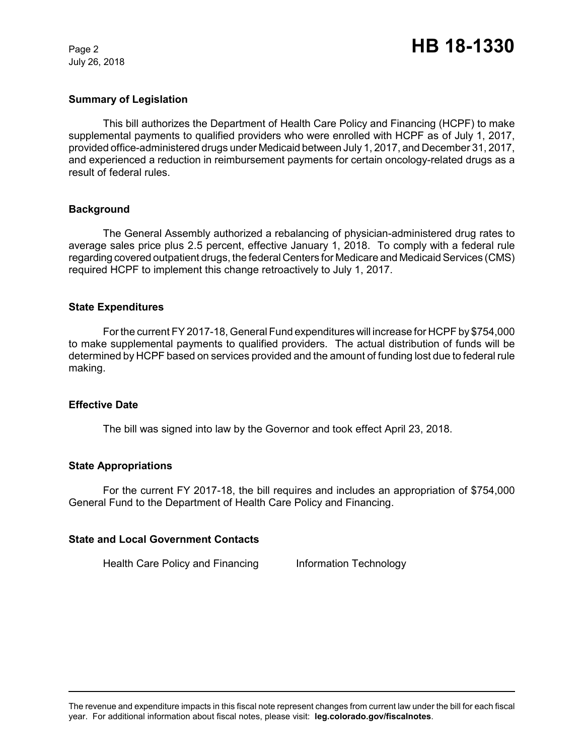## Summary of Legislation

This bill authorizes the Department of Health Care Policy and Financing (HCPF) to make supplemental payments to qualified providers who were enrolled with HCPF as of July 1, 2017, provided office-administered drugs under Medicaid between July 1, 2017, and December 31, 2017, and experienced a reduction in reimbursement payments for certain oncology-related drugs as a result of federal rules.

## Background

The General Assembly authorized a rebalancing of physician-administered drug rates to average sales price plus 2.5 percent, effective January 1, 2018. To comply with a federal rule regarding covered outpatient drugs, the federal Centers for Medicare and Medicaid Services (CMS) required HCPF to implement this change retroactively to July 1, 2017.

## State Expenditures

For the current FY 2017-18, General Fund expenditures will increase for HCPF by $754,000 to make supplemental payments to qualified providers. The actual distribution of funds will be determined by HCPF based on services provided and the amount of funding lost due to federal rule making.

## Effective Date

The bill was signed into law by the Governor and took effect April 23, 2018.

## State Appropriations

For the current FY 2017-18, the bill requires and includes an appropriation of $754,000 General Fund to the Department of Health Care Policy and Financing.

## State and Local Government Contacts

Health Care Policy and Financing    Information Technology

The revenue and expenditure impacts in this fiscal note represent changes from current law under the bill for each fiscal year. For additional information about fiscal notes, please visit: **leg.colorado.gov/fiscalnotes**.